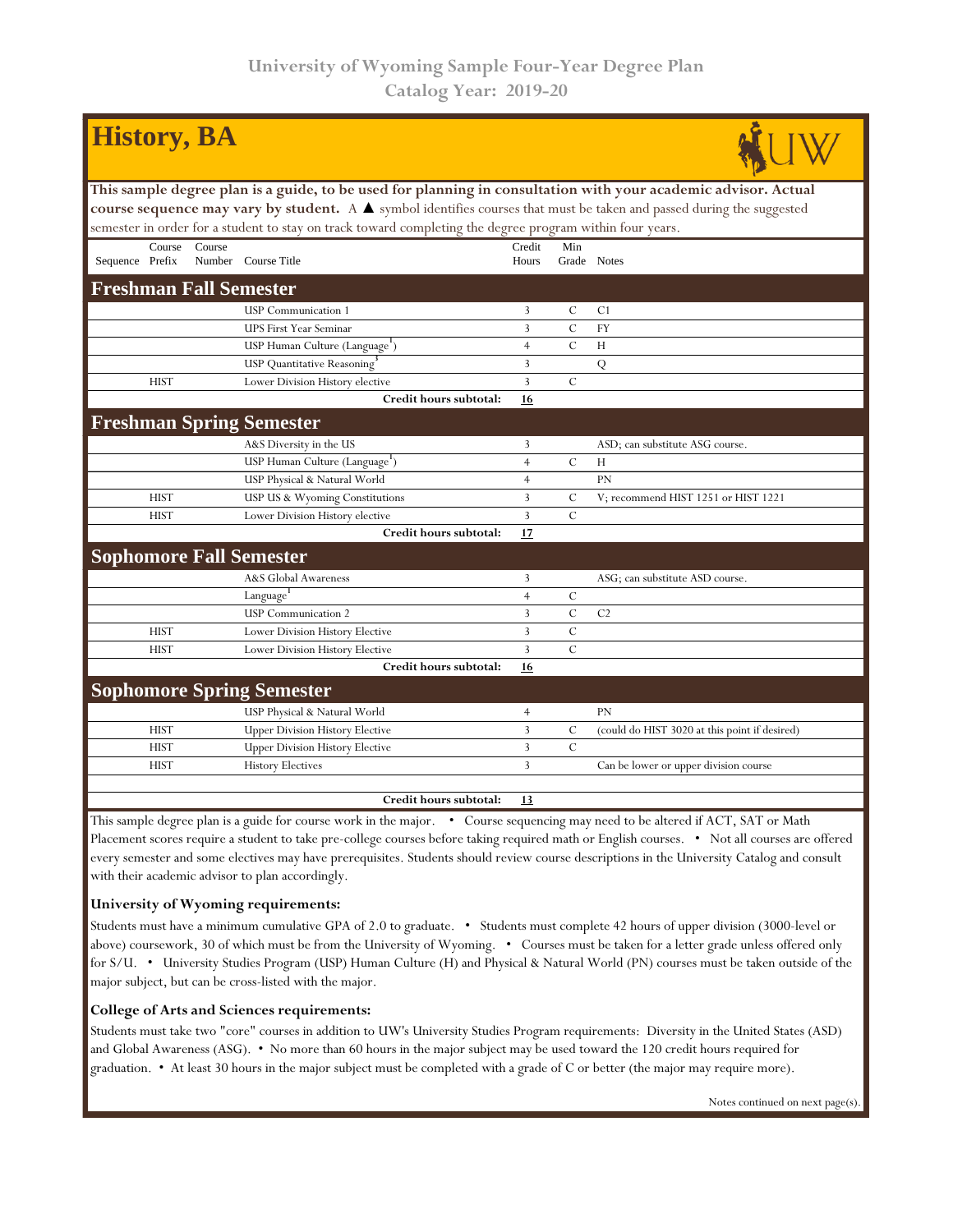# University of Wyoming Sample Four-Year Degree Plan
## Catalog Year: 2019-20

# History, BA

**This sample degree plan is a guide, to be used for planning in consultation with your academic advisor. Actual course sequence may vary by student.** A ▲ symbol identifies courses that must be taken and passed during the suggested semester in order for a student to stay on track toward completing the degree program within four years.

| Sequence | Course Prefix | Course Number | Course Title | Credit Hours | Min Grade | Notes |
|---|---|---|---|---|---|---|
| **Freshman Fall Semester** | | | | | | |
| | | | USP Communication 1 | 3 | C | C1 |
| | | | UPS First Year Seminar | 3 | C | FY |
| | | | USP Human Culture (Language[1]) | 4 | C | H |
| | | | USP Quantitative Reasoning[3] | 3 | | Q |
| | HIST | | Lower Division History elective | 3 | C | |
| | | | **Credit hours subtotal:** | **16** | | |
| **Freshman Spring Semester** | | | | | | |
| | | | A&S Diversity in the US | 3 | | ASD; can substitute ASG course. |
| | | | USP Human Culture (Language[1]) | 4 | C | H |
| | | | USP Physical & Natural World | 4 | | PN |
| | HIST | | USP US & Wyoming Constitutions | 3 | C | V; recommend HIST 1251 or HIST 1221 |
| | HIST | | Lower Division History elective | 3 | C | |
| | | | **Credit hours subtotal:** | **17** | | |
| **Sophomore Fall Semester** | | | | | | |
| | | | A&S Global Awareness | 3 | | ASG; can substitute ASD course. |
| | | | Language[1] | 4 | C | |
| | | | USP Communication 2 | 3 | C | C2 |
| | HIST | | Lower Division History Elective | 3 | C | |
| | HIST | | Lower Division History Elective | 3 | C | |
| | | | **Credit hours subtotal:** | **16** | | |
| **Sophomore Spring Semester** | | | | | | |
| | | | USP Physical & Natural World | 4 | | PN |
| | HIST | | Upper Division History Elective | 3 | C | (could do HIST 3020 at this point if desired) |
| | HIST | | Upper Division History Elective | 3 | C | |
| | HIST | | History Electives | 3 | | Can be lower or upper division course |
| | | | **Credit hours subtotal:** | **13** | | |

This sample degree plan is a guide for course work in the major. • Course sequencing may need to be altered if ACT, SAT or Math Placement scores require a student to take pre-college courses before taking required math or English courses. • Not all courses are offered every semester and some electives may have prerequisites. Students should review course descriptions in the University Catalog and consult with their academic advisor to plan accordingly.

### University of Wyoming requirements:

Students must have a minimum cumulative GPA of 2.0 to graduate. • Students must complete 42 hours of upper division (3000-level or above) coursework, 30 of which must be from the University of Wyoming. • Courses must be taken for a letter grade unless offered only for S/U. • University Studies Program (USP) Human Culture (H) and Physical & Natural World (PN) courses must be taken outside of the major subject, but can be cross-listed with the major.

### College of Arts and Sciences requirements:

Students must take two "core" courses in addition to UW's University Studies Program requirements: Diversity in the United States (ASD) and Global Awareness (ASG). • No more than 60 hours in the major subject may be used toward the 120 credit hours required for graduation. • At least 30 hours in the major subject must be completed with a grade of C or better (the major may require more).

Notes continued on next page(s).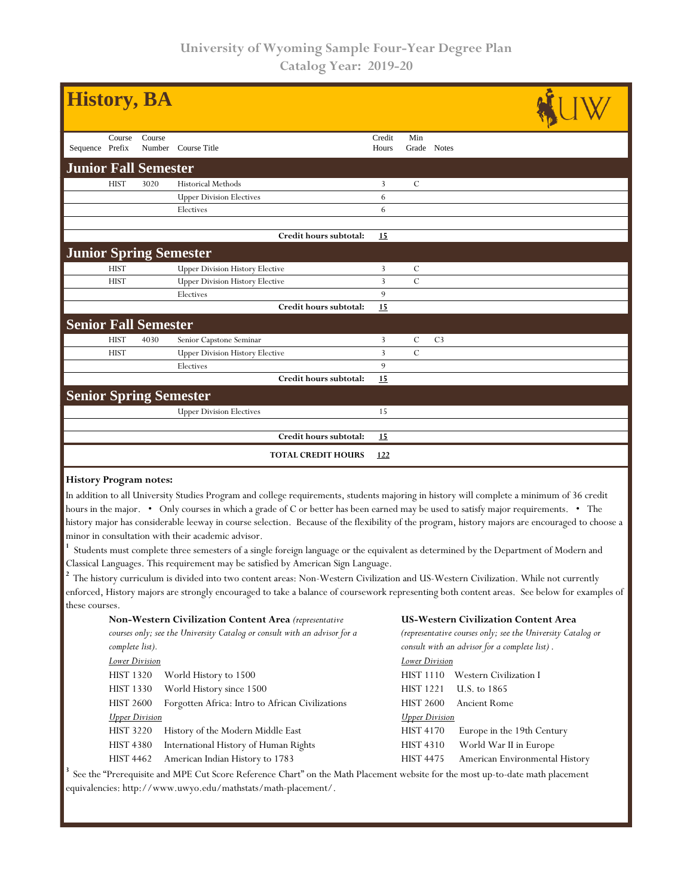# University of Wyoming Sample Four-Year Degree Plan
## Catalog Year: 2019-20

## History, BA

| Sequence | Course Prefix | Course Number | Course Title | Credit Hours | Min Grade | Notes |
|---|---|---|---|---|---|---|
| **Junior Fall Semester** | | | | | | |
| | HIST | 3020 | Historical Methods | 3 | C | |
| | | | Upper Division Electives | 6 | | |
| | | | Electives | 6 | | |
| | | | | | | |
| | | | **Credit hours subtotal:** | **15** | | |
| **Junior Spring Semester** | | | | | | |
| | HIST | | Upper Division History Elective | 3 | C | |
| | HIST | | Upper Division History Elective | 3 | C | |
| | | | Electives | 9 | | |
| | | | **Credit hours subtotal:** | **15** | | |
| **Senior Fall Semester** | | | | | | |
| | HIST | 4030 | Senior Capstone Seminar | 3 | C | C3 |
| | HIST | | Upper Division History Elective | 3 | C | |
| | | | Electives | 9 | | |
| | | | **Credit hours subtotal:** | **15** | | |
| **Senior Spring Semester** | | | | | | |
| | | | Upper Division Electives | 15 | | |
| | | | | | | |
| | | | **Credit hours subtotal:** | **15** | | |
| | | | **TOTAL CREDIT HOURS** | **122** | | |

**History Program notes:**

In addition to all University Studies Program and college requirements, students majoring in history will complete a minimum of 36 credit hours in the major. • Only courses in which a grade of C or better has been earned may be used to satisfy major requirements. • The history major has considerable leeway in course selection. Because of the flexibility of the program, history majors are encouraged to choose a minor in consultation with their academic advisor.

[1] Students must complete three semesters of a single foreign language or the equivalent as determined by the Department of Modern and Classical Languages. This requirement may be satisfied by American Sign Language.

[2] The history curriculum is divided into two content areas: Non-Western Civilization and US-Western Civilization. While not currently enforced, History majors are strongly encouraged to take a balance of coursework representing both content areas. See below for examples of these courses.

**Non-Western Civilization Content Area** *(representative courses only; see the University Catalog or consult with an advisor for a complete list).*

*Lower Division*

- HIST 1320 World History to 1500
- HIST 1330 World History since 1500
- HIST 2600 Forgotten Africa: Intro to African Civilizations

*Upper Division*

- HIST 3220 History of the Modern Middle East
- HIST 4380 International History of Human Rights
- HIST 4462 American Indian History to 1783

**US-Western Civilization Content Area** *(representative courses only; see the University Catalog or consult with an advisor for a complete list).*

*Lower Division*

- HIST 1110 Western Civilization I
- HIST 1221 U.S. to 1865
- HIST 2600 Ancient Rome

*Upper Division*

- HIST 4170 Europe in the 19th Century
- HIST 4310 World War II in Europe
- HIST 4475 American Environmental History

[3] See the "Prerequisite and MPE Cut Score Reference Chart" on the Math Placement website for the most up-to-date math placement equivalencies: http://www.uwyo.edu/mathstats/math-placement/.